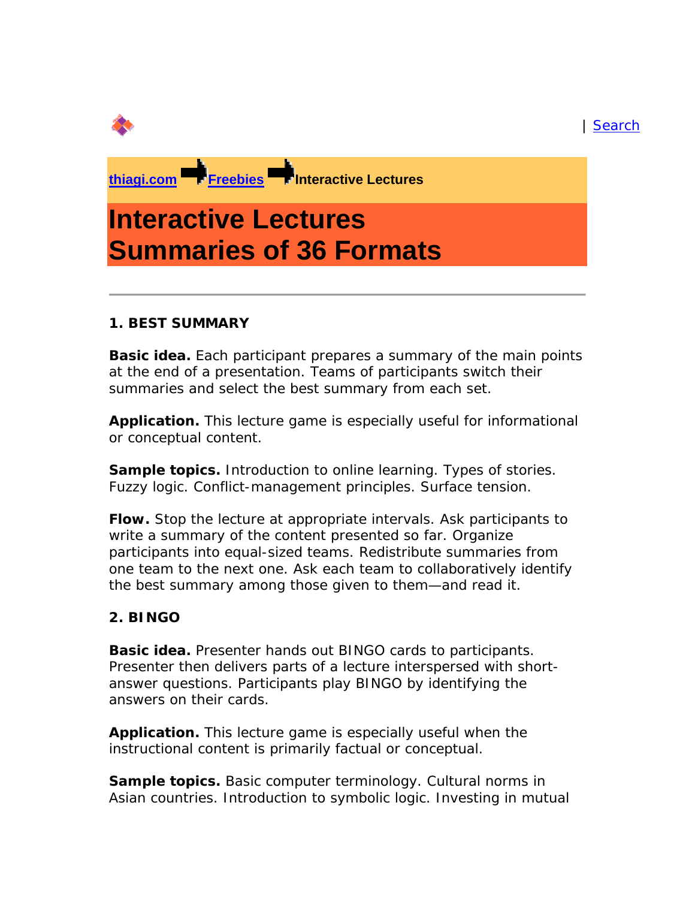| Search

thiagi.com ➡ Freebies ➡ **Interactive Lectures**

# Interactive Lectures
# Summaries of 36 Formats

---

### 1. BEST SUMMARY

**Basic idea.** Each participant prepares a summary of the main points at the end of a presentation. Teams of participants switch their summaries and select the best summary from each set.

**Application.** This lecture game is especially useful for informational or conceptual content.

**Sample topics.** Introduction to online learning. Types of stories. Fuzzy logic. Conflict-management principles. Surface tension.

**Flow.** Stop the lecture at appropriate intervals. Ask participants to write a summary of the content presented so far. Organize participants into equal-sized teams. Redistribute summaries from one team to the next one. Ask each team to collaboratively identify the best summary among those given to them—and read it.

### 2. BINGO

**Basic idea.** Presenter hands out BINGO cards to participants. Presenter then delivers parts of a lecture interspersed with short-answer questions. Participants play BINGO by identifying the answers on their cards.

**Application.** This lecture game is especially useful when the instructional content is primarily factual or conceptual.

**Sample topics.** Basic computer terminology. Cultural norms in Asian countries. Introduction to symbolic logic. Investing in mutual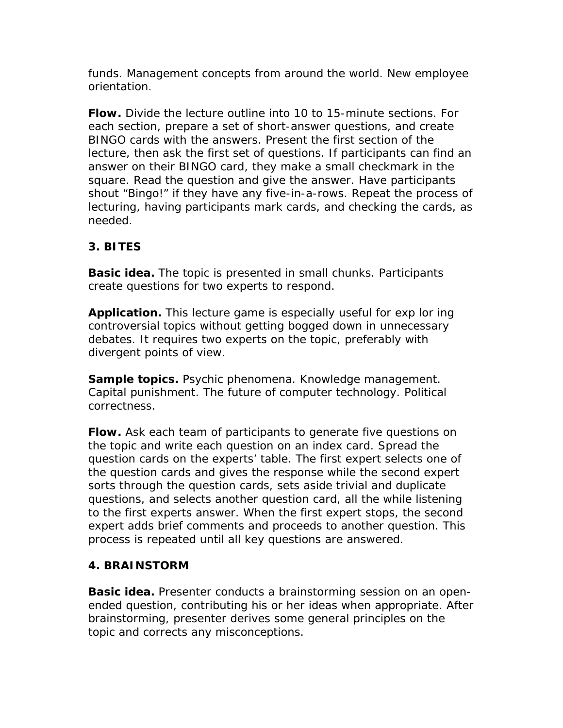funds. Management concepts from around the world. New employee orientation.

**Flow.** Divide the lecture outline into 10 to 15-minute sections. For each section, prepare a set of short-answer questions, and create BINGO cards with the answers. Present the first section of the lecture, then ask the first set of questions. If participants can find an answer on their BINGO card, they make a small checkmark in the square. Read the question and give the answer. Have participants shout "Bingo!" if they have any five-in-a-rows. Repeat the process of lecturing, having participants mark cards, and checking the cards, as needed.

### 3. BITES

**Basic idea.** The topic is presented in small chunks. Participants create questions for two experts to respond.

**Application.** This lecture game is especially useful for exp lor ing controversial topics without getting bogged down in unnecessary debates. It requires two experts on the topic, preferably with divergent points of view.

**Sample topics.** Psychic phenomena. Knowledge management. Capital punishment. The future of computer technology. Political correctness.

**Flow.** Ask each team of participants to generate five questions on the topic and write each question on an index card. Spread the question cards on the experts' table. The first expert selects one of the question cards and gives the response while the second expert sorts through the question cards, sets aside trivial and duplicate questions, and selects another question card, all the while listening to the first experts answer. When the first expert stops, the second expert adds brief comments and proceeds to another question. This process is repeated until all key questions are answered.

### 4. BRAINSTORM

**Basic idea.** Presenter conducts a brainstorming session on an open-ended question, contributing his or her ideas when appropriate. After brainstorming, presenter derives some general principles on the topic and corrects any misconceptions.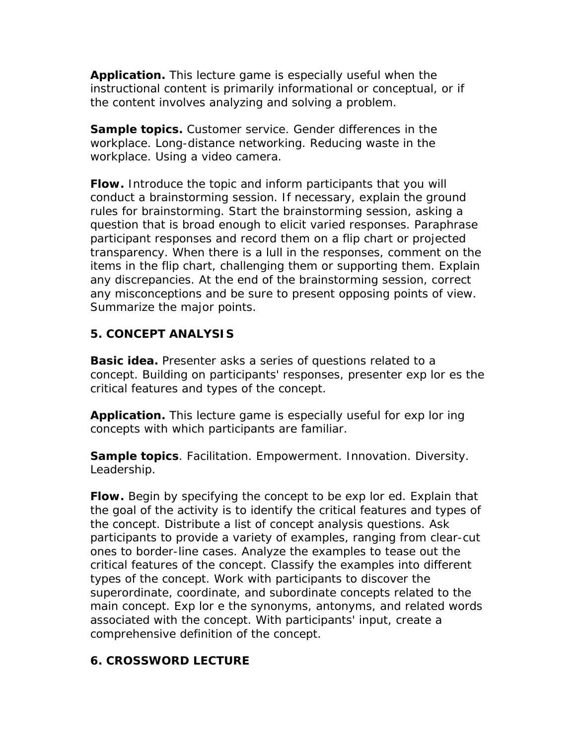**Application.** This lecture game is especially useful when the instructional content is primarily informational or conceptual, or if the content involves analyzing and solving a problem.

**Sample topics.** Customer service. Gender differences in the workplace. Long-distance networking. Reducing waste in the workplace. Using a video camera.

**Flow.** Introduce the topic and inform participants that you will conduct a brainstorming session. If necessary, explain the ground rules for brainstorming. Start the brainstorming session, asking a question that is broad enough to elicit varied responses. Paraphrase participant responses and record them on a flip chart or projected transparency. When there is a lull in the responses, comment on the items in the flip chart, challenging them or supporting them. Explain any discrepancies. At the end of the brainstorming session, correct any misconceptions and be sure to present opposing points of view. Summarize the major points.

## 5. CONCEPT ANALYSIS

**Basic idea.** Presenter asks a series of questions related to a concept. Building on participants' responses, presenter exp lor es the critical features and types of the concept.

**Application.** This lecture game is especially useful for exp lor ing concepts with which participants are familiar.

**Sample topics**. Facilitation. Empowerment. Innovation. Diversity. Leadership.

**Flow.** Begin by specifying the concept to be exp lor ed. Explain that the goal of the activity is to identify the critical features and types of the concept. Distribute a list of concept analysis questions. Ask participants to provide a variety of examples, ranging from clear-cut ones to border-line cases. Analyze the examples to tease out the critical features of the concept. Classify the examples into different types of the concept. Work with participants to discover the superordinate, coordinate, and subordinate concepts related to the main concept. Exp lor e the synonyms, antonyms, and related words associated with the concept. With participants' input, create a comprehensive definition of the concept.

## 6. CROSSWORD LECTURE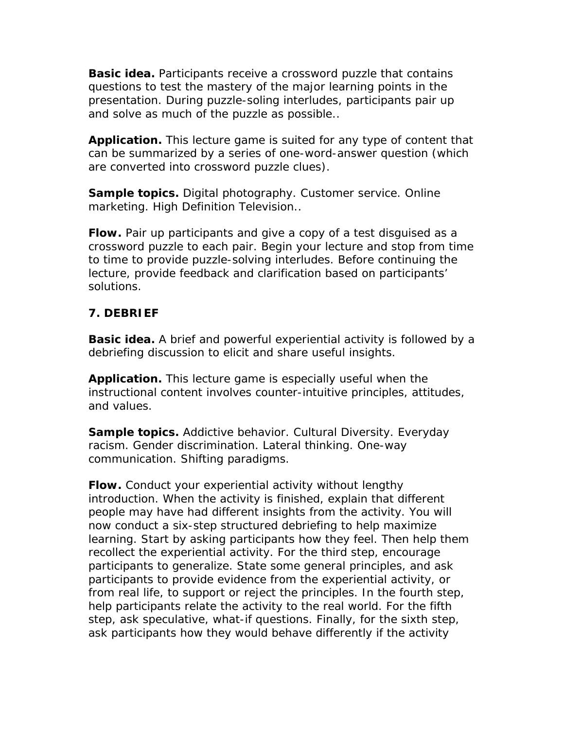**Basic idea.** Participants receive a crossword puzzle that contains questions to test the mastery of the major learning points in the presentation. During puzzle-soling interludes, participants pair up and solve as much of the puzzle as possible..

**Application.** This lecture game is suited for any type of content that can be summarized by a series of one-word-answer question (which are converted into crossword puzzle clues).

**Sample topics.** Digital photography. Customer service. Online marketing. High Definition Television..

**Flow.** Pair up participants and give a copy of a test disguised as a crossword puzzle to each pair. Begin your lecture and stop from time to time to provide puzzle-solving interludes. Before continuing the lecture, provide feedback and clarification based on participants' solutions.

### 7. DEBRIEF

**Basic idea.** A brief and powerful experiential activity is followed by a debriefing discussion to elicit and share useful insights.

**Application.** This lecture game is especially useful when the instructional content involves counter-intuitive principles, attitudes, and values.

**Sample topics.** Addictive behavior. Cultural Diversity. Everyday racism. Gender discrimination. Lateral thinking. One-way communication. Shifting paradigms.

**Flow.** Conduct your experiential activity without lengthy introduction. When the activity is finished, explain that different people may have had different insights from the activity. You will now conduct a six-step structured debriefing to help maximize learning. Start by asking participants how they feel. Then help them recollect the experiential activity. For the third step, encourage participants to generalize. State some general principles, and ask participants to provide evidence from the experiential activity, or from real life, to support or reject the principles. In the fourth step, help participants relate the activity to the real world. For the fifth step, ask speculative, what-if questions. Finally, for the sixth step, ask participants how they would behave differently if the activity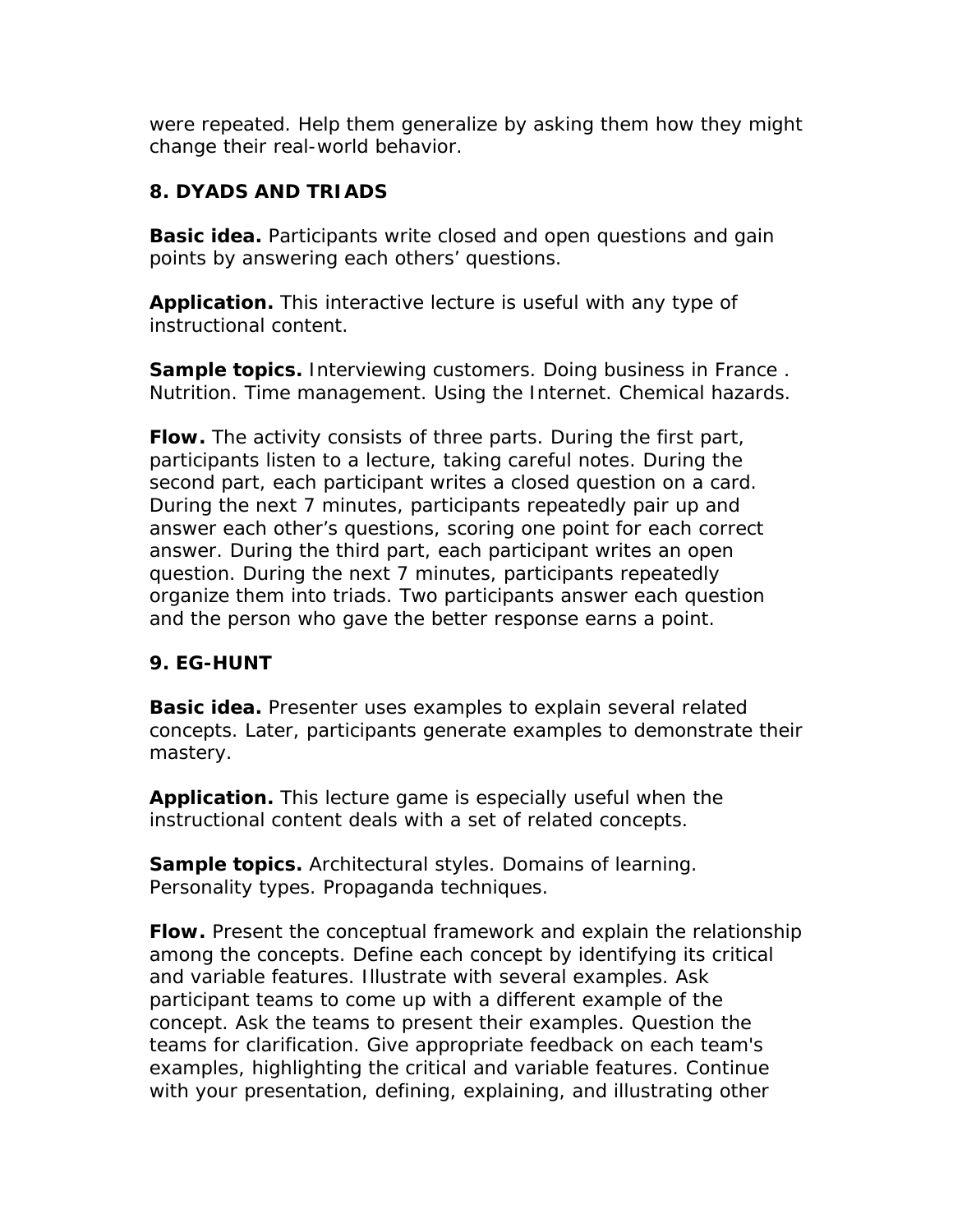were repeated. Help them generalize by asking them how they might change their real-world behavior.

### 8. DYADS AND TRIADS

**Basic idea.** Participants write closed and open questions and gain points by answering each others' questions.

**Application.** This interactive lecture is useful with any type of instructional content.

**Sample topics.** Interviewing customers. Doing business in France . Nutrition. Time management. Using the Internet. Chemical hazards.

**Flow.** The activity consists of three parts. During the first part, participants listen to a lecture, taking careful notes. During the second part, each participant writes a closed question on a card. During the next 7 minutes, participants repeatedly pair up and answer each other's questions, scoring one point for each correct answer. During the third part, each participant writes an open question. During the next 7 minutes, participants repeatedly organize them into triads. Two participants answer each question and the person who gave the better response earns a point.

### 9. EG-HUNT

**Basic idea.** Presenter uses examples to explain several related concepts. Later, participants generate examples to demonstrate their mastery.

**Application.** This lecture game is especially useful when the instructional content deals with a set of related concepts.

**Sample topics.** Architectural styles. Domains of learning. Personality types. Propaganda techniques.

**Flow.** Present the conceptual framework and explain the relationship among the concepts. Define each concept by identifying its critical and variable features. Illustrate with several examples. Ask participant teams to come up with a different example of the concept. Ask the teams to present their examples. Question the teams for clarification. Give appropriate feedback on each team's examples, highlighting the critical and variable features. Continue with your presentation, defining, explaining, and illustrating other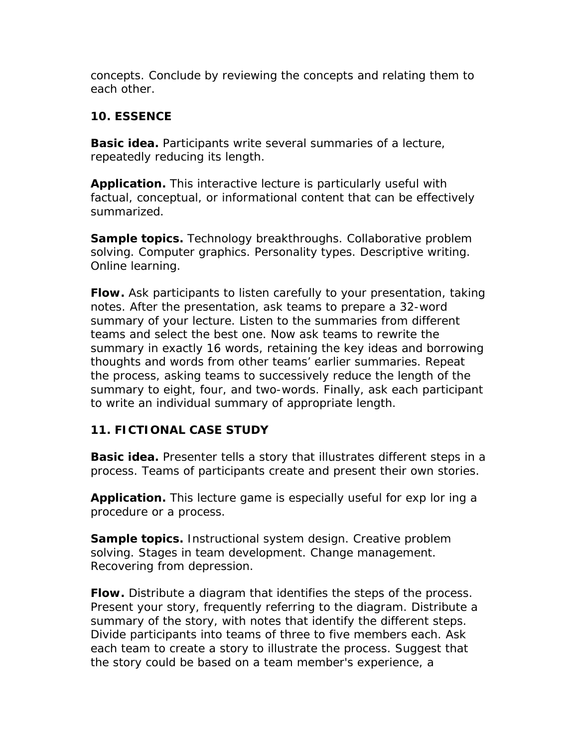concepts. Conclude by reviewing the concepts and relating them to each other.

## 10. ESSENCE

**Basic idea.** Participants write several summaries of a lecture, repeatedly reducing its length.

**Application.** This interactive lecture is particularly useful with factual, conceptual, or informational content that can be effectively summarized.

**Sample topics.** Technology breakthroughs. Collaborative problem solving. Computer graphics. Personality types. Descriptive writing. Online learning.

**Flow.** Ask participants to listen carefully to your presentation, taking notes. After the presentation, ask teams to prepare a 32-word summary of your lecture. Listen to the summaries from different teams and select the best one. Now ask teams to rewrite the summary in exactly 16 words, retaining the key ideas and borrowing thoughts and words from other teams' earlier summaries. Repeat the process, asking teams to successively reduce the length of the summary to eight, four, and two-words. Finally, ask each participant to write an individual summary of appropriate length.

## 11. FICTIONAL CASE STUDY

**Basic idea.** Presenter tells a story that illustrates different steps in a process. Teams of participants create and present their own stories.

**Application.** This lecture game is especially useful for exp lor ing a procedure or a process.

**Sample topics.** Instructional system design. Creative problem solving. Stages in team development. Change management. Recovering from depression.

**Flow.** Distribute a diagram that identifies the steps of the process. Present your story, frequently referring to the diagram. Distribute a summary of the story, with notes that identify the different steps. Divide participants into teams of three to five members each. Ask each team to create a story to illustrate the process. Suggest that the story could be based on a team member's experience, a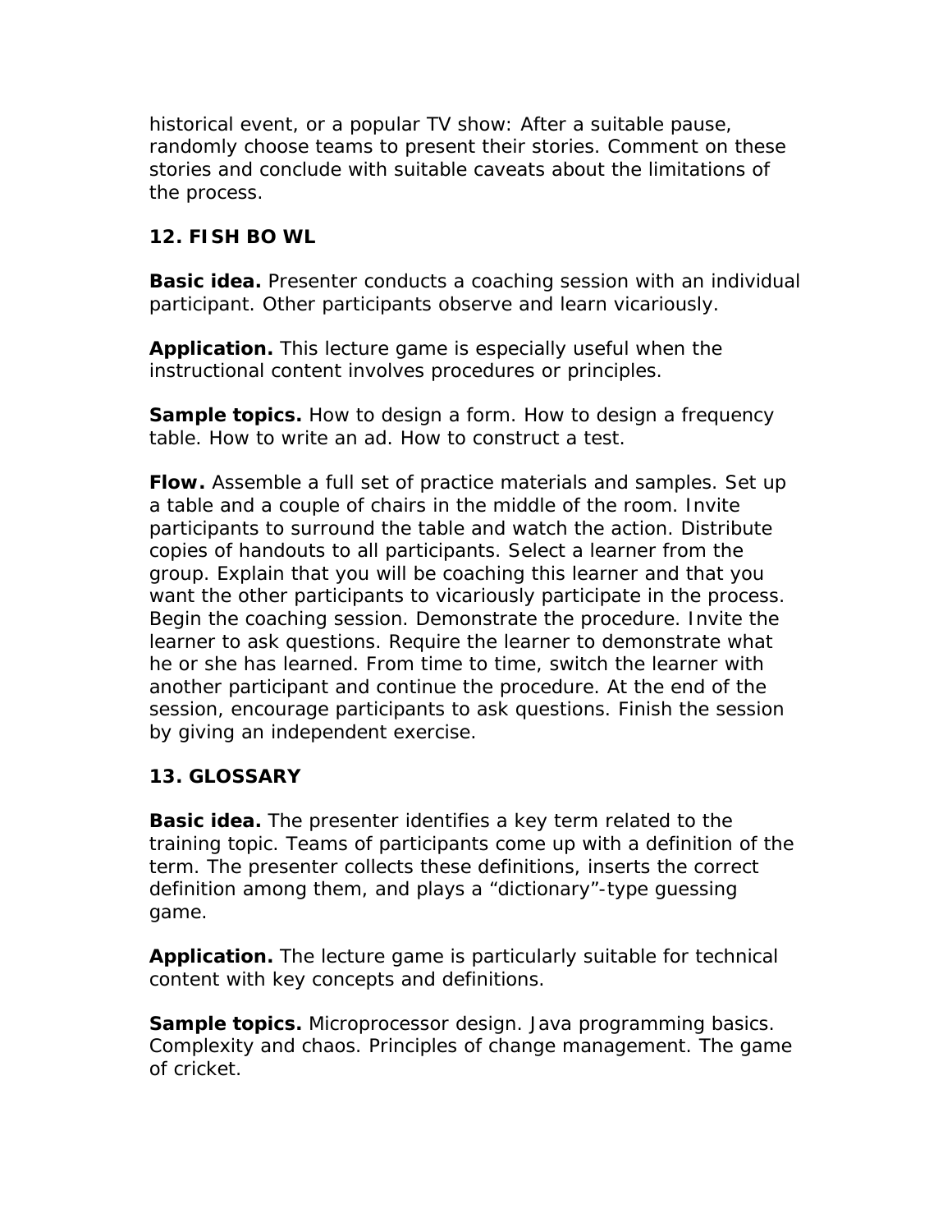historical event, or a popular TV show: After a suitable pause, randomly choose teams to present their stories. Comment on these stories and conclude with suitable caveats about the limitations of the process.

### 12. FISH BO WL

**Basic idea.** Presenter conducts a coaching session with an individual participant. Other participants observe and learn vicariously.

**Application.** This lecture game is especially useful when the instructional content involves procedures or principles.

**Sample topics.** How to design a form. How to design a frequency table. How to write an ad. How to construct a test.

**Flow.** Assemble a full set of practice materials and samples. Set up a table and a couple of chairs in the middle of the room. Invite participants to surround the table and watch the action. Distribute copies of handouts to all participants. Select a learner from the group. Explain that you will be coaching this learner and that you want the other participants to vicariously participate in the process. Begin the coaching session. Demonstrate the procedure. Invite the learner to ask questions. Require the learner to demonstrate what he or she has learned. From time to time, switch the learner with another participant and continue the procedure. At the end of the session, encourage participants to ask questions. Finish the session by giving an independent exercise.

### 13. GLOSSARY

**Basic idea.** The presenter identifies a key term related to the training topic. Teams of participants come up with a definition of the term. The presenter collects these definitions, inserts the correct definition among them, and plays a “dictionary”-type guessing game.

**Application.** The lecture game is particularly suitable for technical content with key concepts and definitions.

**Sample topics.** Microprocessor design. Java programming basics. Complexity and chaos. Principles of change management. The game of cricket.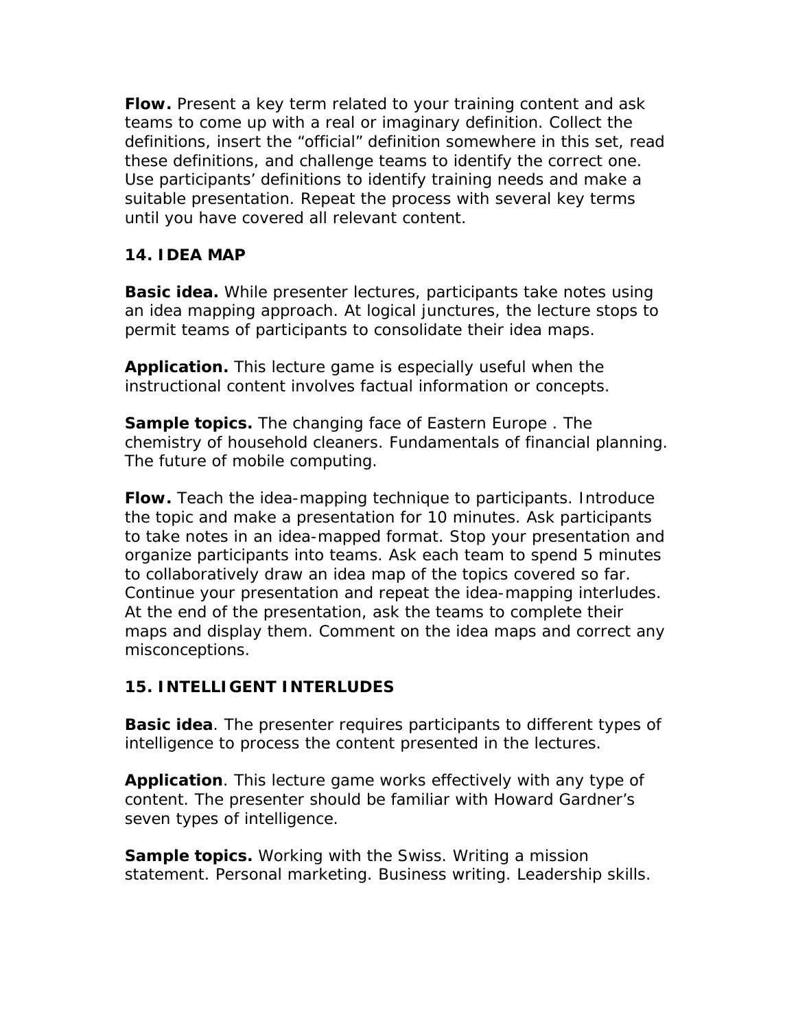**Flow.** Present a key term related to your training content and ask teams to come up with a real or imaginary definition. Collect the definitions, insert the "official" definition somewhere in this set, read these definitions, and challenge teams to identify the correct one. Use participants' definitions to identify training needs and make a suitable presentation. Repeat the process with several key terms until you have covered all relevant content.

### 14. IDEA MAP

**Basic idea.** While presenter lectures, participants take notes using an idea mapping approach. At logical junctures, the lecture stops to permit teams of participants to consolidate their idea maps.

**Application.** This lecture game is especially useful when the instructional content involves factual information or concepts.

**Sample topics.** The changing face of Eastern Europe . The chemistry of household cleaners. Fundamentals of financial planning. The future of mobile computing.

**Flow.** Teach the idea-mapping technique to participants. Introduce the topic and make a presentation for 10 minutes. Ask participants to take notes in an idea-mapped format. Stop your presentation and organize participants into teams. Ask each team to spend 5 minutes to collaboratively draw an idea map of the topics covered so far. Continue your presentation and repeat the idea-mapping interludes. At the end of the presentation, ask the teams to complete their maps and display them. Comment on the idea maps and correct any misconceptions.

### 15. INTELLIGENT INTERLUDES

**Basic idea**. The presenter requires participants to different types of intelligence to process the content presented in the lectures.

**Application**. This lecture game works effectively with any type of content. The presenter should be familiar with Howard Gardner's seven types of intelligence.

**Sample topics.** Working with the Swiss. Writing a mission statement. Personal marketing. Business writing. Leadership skills.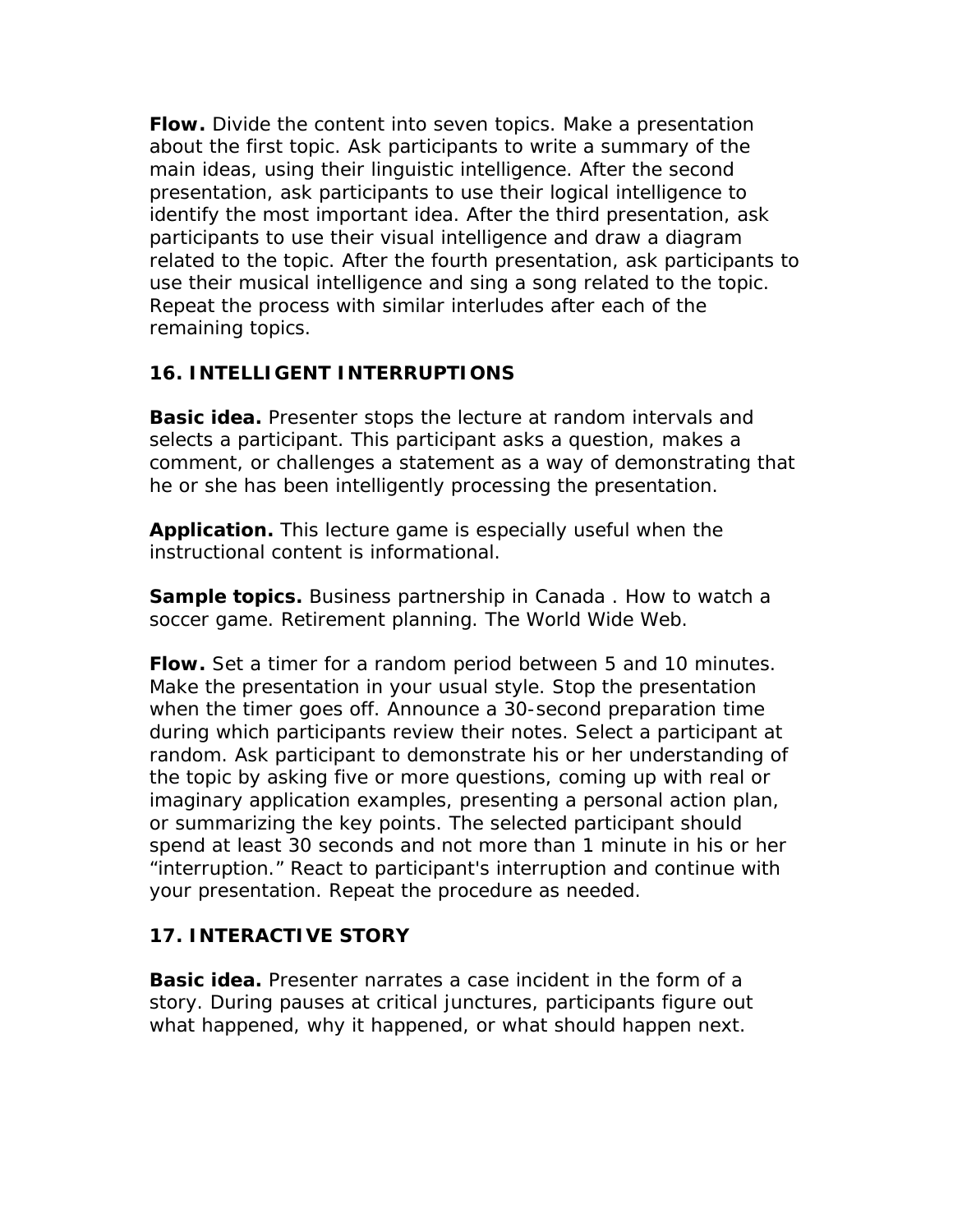**Flow.** Divide the content into seven topics. Make a presentation about the first topic. Ask participants to write a summary of the main ideas, using their linguistic intelligence. After the second presentation, ask participants to use their logical intelligence to identify the most important idea. After the third presentation, ask participants to use their visual intelligence and draw a diagram related to the topic. After the fourth presentation, ask participants to use their musical intelligence and sing a song related to the topic. Repeat the process with similar interludes after each of the remaining topics.

## 16. INTELLIGENT INTERRUPTIONS

**Basic idea.** Presenter stops the lecture at random intervals and selects a participant. This participant asks a question, makes a comment, or challenges a statement as a way of demonstrating that he or she has been intelligently processing the presentation.

**Application.** This lecture game is especially useful when the instructional content is informational.

**Sample topics.** Business partnership in Canada . How to watch a soccer game. Retirement planning. The World Wide Web.

**Flow.** Set a timer for a random period between 5 and 10 minutes. Make the presentation in your usual style. Stop the presentation when the timer goes off. Announce a 30-second preparation time during which participants review their notes. Select a participant at random. Ask participant to demonstrate his or her understanding of the topic by asking five or more questions, coming up with real or imaginary application examples, presenting a personal action plan, or summarizing the key points. The selected participant should spend at least 30 seconds and not more than 1 minute in his or her "interruption." React to participant's interruption and continue with your presentation. Repeat the procedure as needed.

## 17. INTERACTIVE STORY

**Basic idea.** Presenter narrates a case incident in the form of a story. During pauses at critical junctures, participants figure out what happened, why it happened, or what should happen next.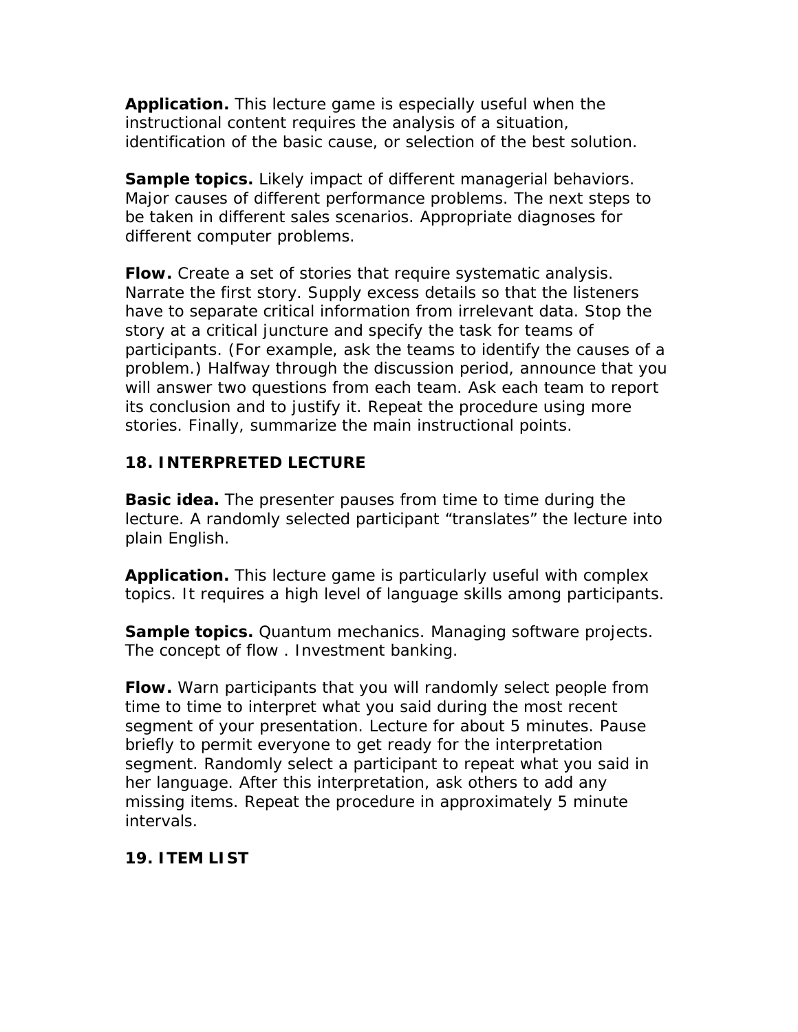**Application.** This lecture game is especially useful when the instructional content requires the analysis of a situation, identification of the basic cause, or selection of the best solution.

**Sample topics.** Likely impact of different managerial behaviors. Major causes of different performance problems. The next steps to be taken in different sales scenarios. Appropriate diagnoses for different computer problems.

**Flow.** Create a set of stories that require systematic analysis. Narrate the first story. Supply excess details so that the listeners have to separate critical information from irrelevant data. Stop the story at a critical juncture and specify the task for teams of participants. (For example, ask the teams to identify the causes of a problem.) Halfway through the discussion period, announce that you will answer two questions from each team. Ask each team to report its conclusion and to justify it. Repeat the procedure using more stories. Finally, summarize the main instructional points.

### 18. INTERPRETED LECTURE

**Basic idea.** The presenter pauses from time to time during the lecture. A randomly selected participant "translates" the lecture into plain English.

**Application.** This lecture game is particularly useful with complex topics. It requires a high level of language skills among participants.

**Sample topics.** Quantum mechanics. Managing software projects. The concept of flow . Investment banking.

**Flow.** Warn participants that you will randomly select people from time to time to interpret what you said during the most recent segment of your presentation. Lecture for about 5 minutes. Pause briefly to permit everyone to get ready for the interpretation segment. Randomly select a participant to repeat what you said in her language. After this interpretation, ask others to add any missing items. Repeat the procedure in approximately 5 minute intervals.

### 19. ITEM LIST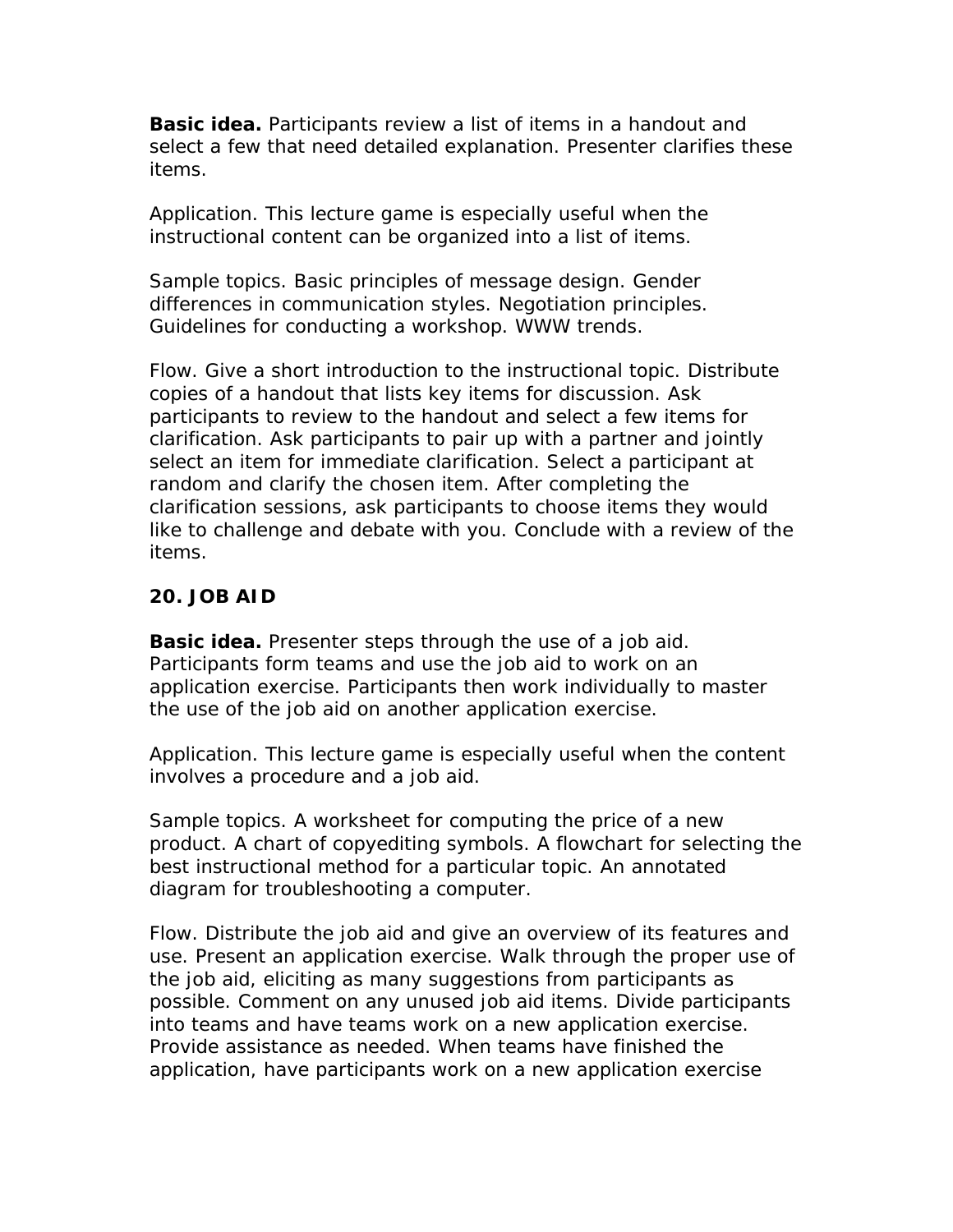**Basic idea.** Participants review a list of items in a handout and select a few that need detailed explanation. Presenter clarifies these items.

Application. This lecture game is especially useful when the instructional content can be organized into a list of items.

Sample topics. Basic principles of message design. Gender differences in communication styles. Negotiation principles. Guidelines for conducting a workshop. WWW trends.

Flow. Give a short introduction to the instructional topic. Distribute copies of a handout that lists key items for discussion. Ask participants to review to the handout and select a few items for clarification. Ask participants to pair up with a partner and jointly select an item for immediate clarification. Select a participant at random and clarify the chosen item. After completing the clarification sessions, ask participants to choose items they would like to challenge and debate with you. Conclude with a review of the items.

### 20. JOB AID

**Basic idea.** Presenter steps through the use of a job aid. Participants form teams and use the job aid to work on an application exercise. Participants then work individually to master the use of the job aid on another application exercise.

Application. This lecture game is especially useful when the content involves a procedure and a job aid.

Sample topics. A worksheet for computing the price of a new product. A chart of copyediting symbols. A flowchart for selecting the best instructional method for a particular topic. An annotated diagram for troubleshooting a computer.

Flow. Distribute the job aid and give an overview of its features and use. Present an application exercise. Walk through the proper use of the job aid, eliciting as many suggestions from participants as possible. Comment on any unused job aid items. Divide participants into teams and have teams work on a new application exercise. Provide assistance as needed. When teams have finished the application, have participants work on a new application exercise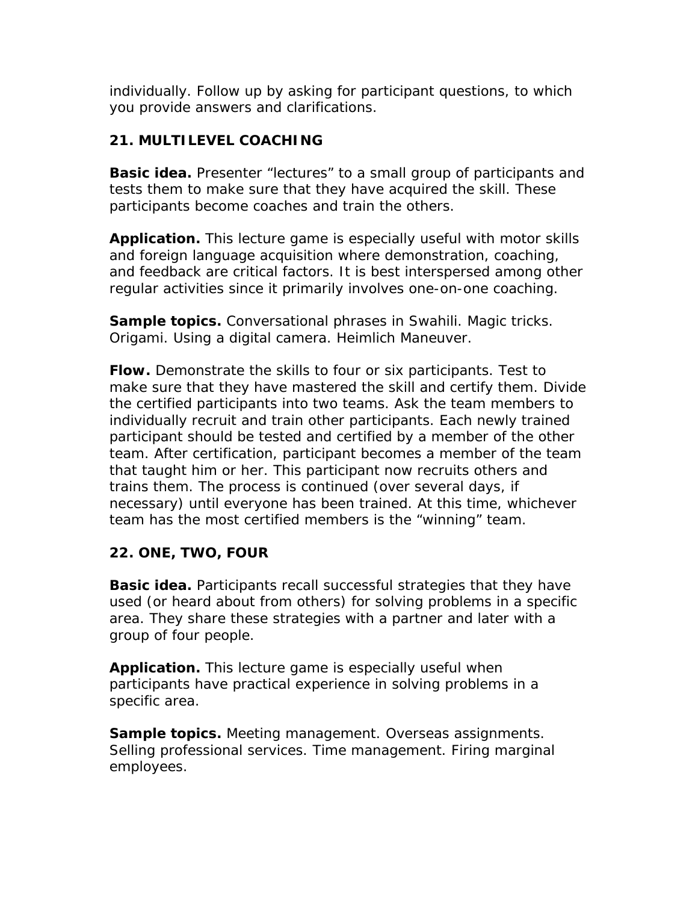individually. Follow up by asking for participant questions, to which you provide answers and clarifications.

### 21. MULTILEVEL COACHING

**Basic idea.** Presenter "lectures" to a small group of participants and tests them to make sure that they have acquired the skill. These participants become coaches and train the others.

**Application.** This lecture game is especially useful with motor skills and foreign language acquisition where demonstration, coaching, and feedback are critical factors. It is best interspersed among other regular activities since it primarily involves one-on-one coaching.

**Sample topics.** Conversational phrases in Swahili. Magic tricks. Origami. Using a digital camera. Heimlich Maneuver.

**Flow.** Demonstrate the skills to four or six participants. Test to make sure that they have mastered the skill and certify them. Divide the certified participants into two teams. Ask the team members to individually recruit and train other participants. Each newly trained participant should be tested and certified by a member of the other team. After certification, participant becomes a member of the team that taught him or her. This participant now recruits others and trains them. The process is continued (over several days, if necessary) until everyone has been trained. At this time, whichever team has the most certified members is the "winning" team.

### 22. ONE, TWO, FOUR

**Basic idea.** Participants recall successful strategies that they have used (or heard about from others) for solving problems in a specific area. They share these strategies with a partner and later with a group of four people.

**Application.** This lecture game is especially useful when participants have practical experience in solving problems in a specific area.

**Sample topics.** Meeting management. Overseas assignments. Selling professional services. Time management. Firing marginal employees.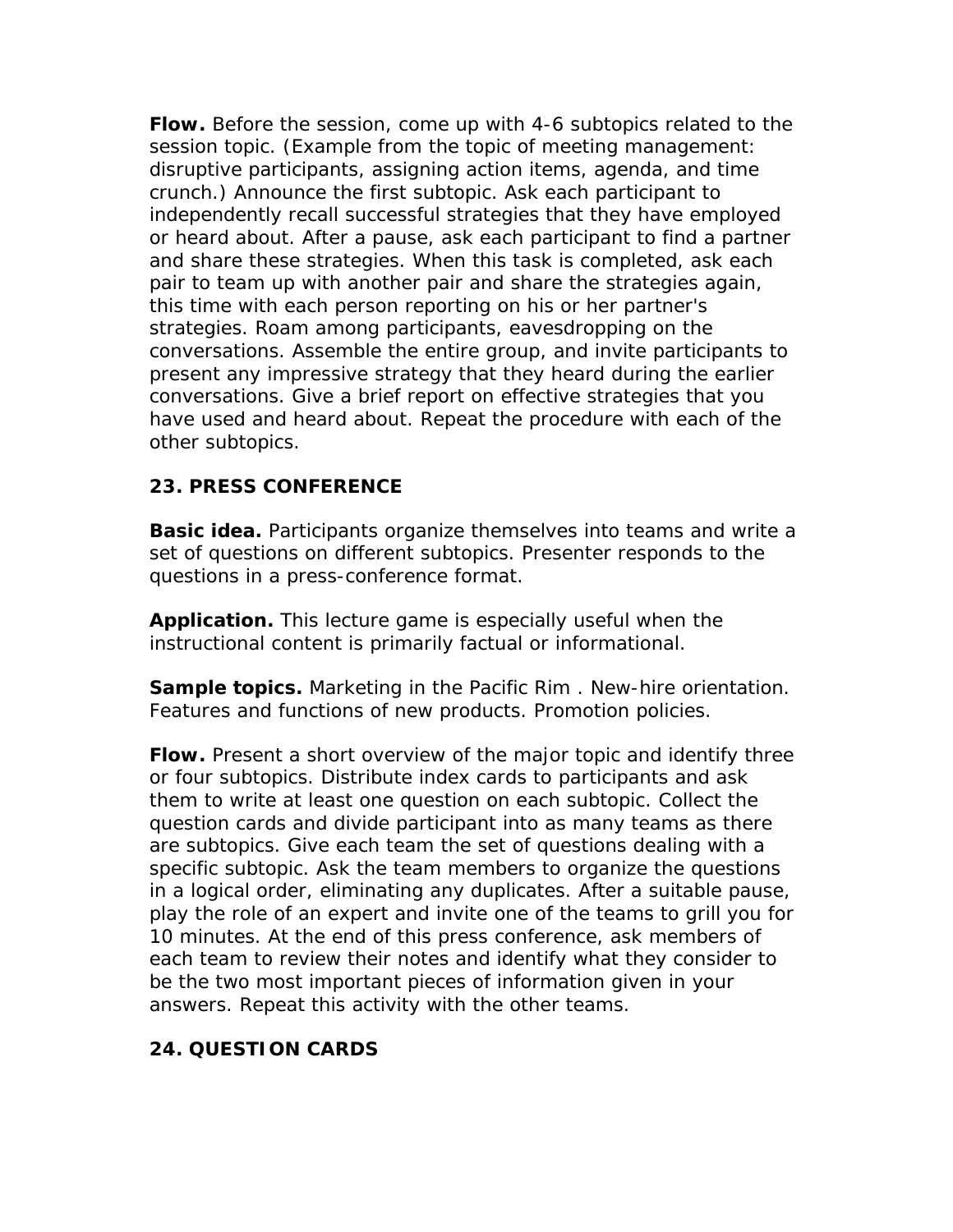**Flow.** Before the session, come up with 4-6 subtopics related to the session topic. (Example from the topic of meeting management: disruptive participants, assigning action items, agenda, and time crunch.) Announce the first subtopic. Ask each participant to independently recall successful strategies that they have employed or heard about. After a pause, ask each participant to find a partner and share these strategies. When this task is completed, ask each pair to team up with another pair and share the strategies again, this time with each person reporting on his or her partner's strategies. Roam among participants, eavesdropping on the conversations. Assemble the entire group, and invite participants to present any impressive strategy that they heard during the earlier conversations. Give a brief report on effective strategies that you have used and heard about. Repeat the procedure with each of the other subtopics.

## 23. PRESS CONFERENCE

**Basic idea.** Participants organize themselves into teams and write a set of questions on different subtopics. Presenter responds to the questions in a press-conference format.

**Application.** This lecture game is especially useful when the instructional content is primarily factual or informational.

**Sample topics.** Marketing in the Pacific Rim . New-hire orientation. Features and functions of new products. Promotion policies.

**Flow.** Present a short overview of the major topic and identify three or four subtopics. Distribute index cards to participants and ask them to write at least one question on each subtopic. Collect the question cards and divide participant into as many teams as there are subtopics. Give each team the set of questions dealing with a specific subtopic. Ask the team members to organize the questions in a logical order, eliminating any duplicates. After a suitable pause, play the role of an expert and invite one of the teams to grill you for 10 minutes. At the end of this press conference, ask members of each team to review their notes and identify what they consider to be the two most important pieces of information given in your answers. Repeat this activity with the other teams.

## 24. QUESTION CARDS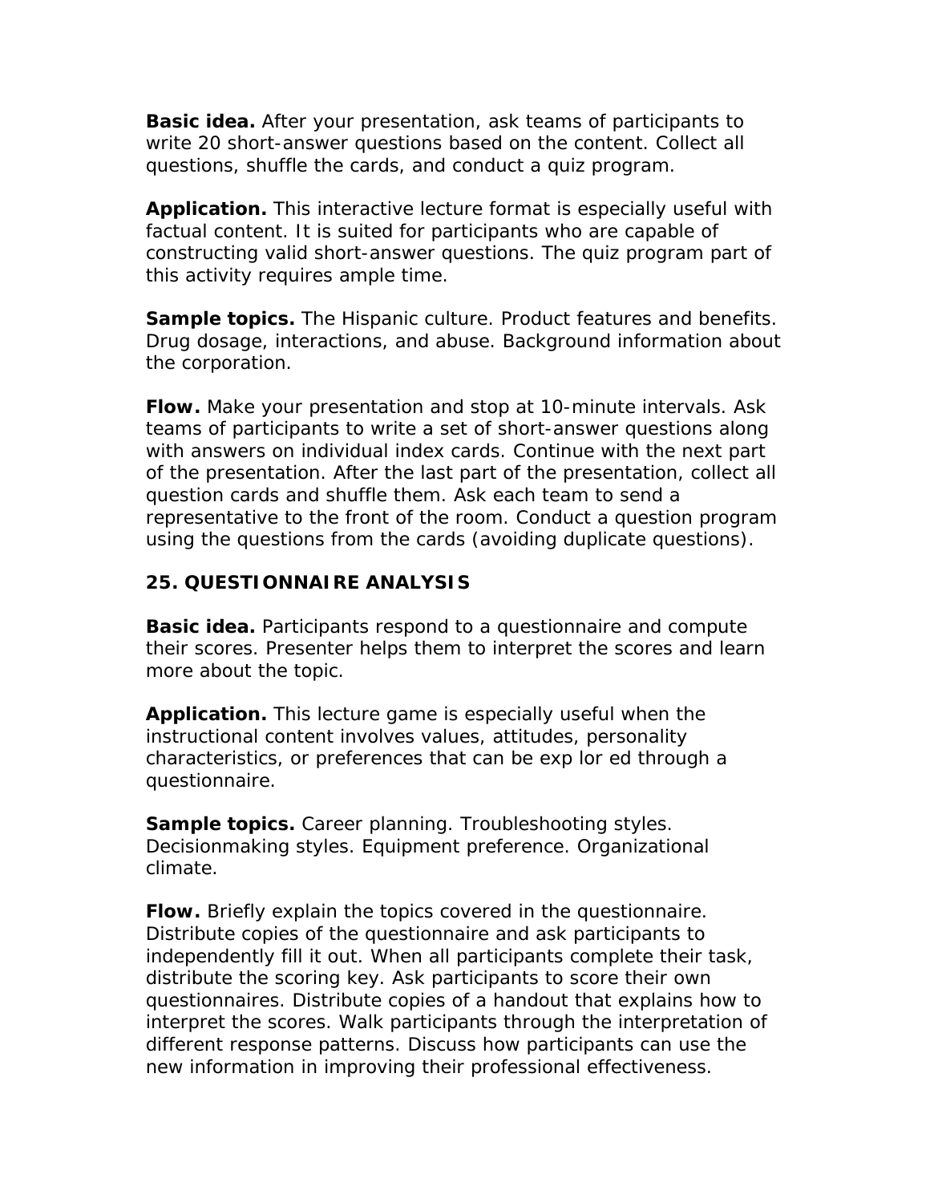**Basic idea.** After your presentation, ask teams of participants to write 20 short-answer questions based on the content. Collect all questions, shuffle the cards, and conduct a quiz program.

**Application.** This interactive lecture format is especially useful with factual content. It is suited for participants who are capable of constructing valid short-answer questions. The quiz program part of this activity requires ample time.

**Sample topics.** The Hispanic culture. Product features and benefits. Drug dosage, interactions, and abuse. Background information about the corporation.

**Flow.** Make your presentation and stop at 10-minute intervals. Ask teams of participants to write a set of short-answer questions along with answers on individual index cards. Continue with the next part of the presentation. After the last part of the presentation, collect all question cards and shuffle them. Ask each team to send a representative to the front of the room. Conduct a question program using the questions from the cards (avoiding duplicate questions).

## 25. QUESTIONNAIRE ANALYSIS

**Basic idea.** Participants respond to a questionnaire and compute their scores. Presenter helps them to interpret the scores and learn more about the topic.

**Application.** This lecture game is especially useful when the instructional content involves values, attitudes, personality characteristics, or preferences that can be exp lor ed through a questionnaire.

**Sample topics.** Career planning. Troubleshooting styles. Decisionmaking styles. Equipment preference. Organizational climate.

**Flow.** Briefly explain the topics covered in the questionnaire. Distribute copies of the questionnaire and ask participants to independently fill it out. When all participants complete their task, distribute the scoring key. Ask participants to score their own questionnaires. Distribute copies of a handout that explains how to interpret the scores. Walk participants through the interpretation of different response patterns. Discuss how participants can use the new information in improving their professional effectiveness.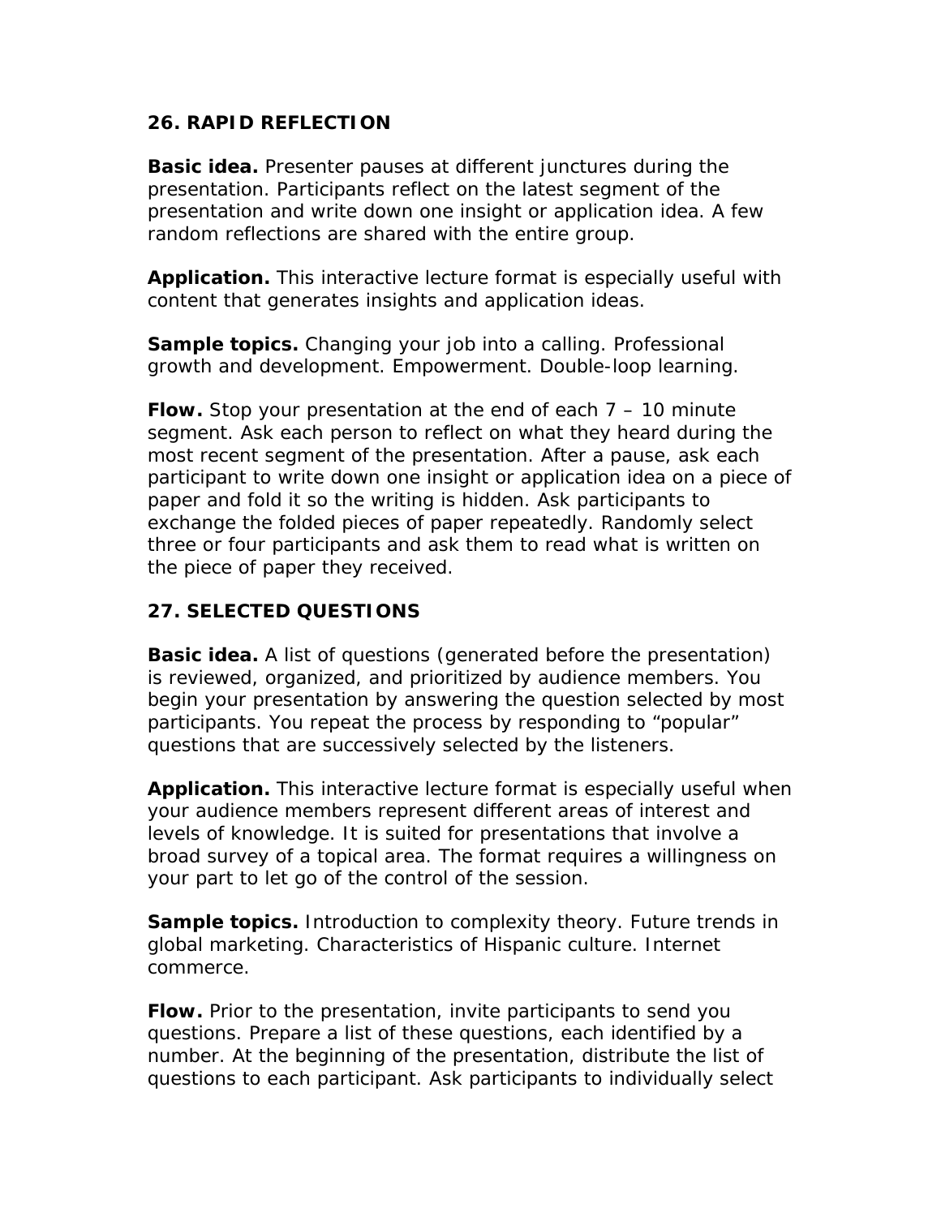### 26. RAPID REFLECTION

**Basic idea.** Presenter pauses at different junctures during the presentation. Participants reflect on the latest segment of the presentation and write down one insight or application idea. A few random reflections are shared with the entire group.

**Application.** This interactive lecture format is especially useful with content that generates insights and application ideas.

**Sample topics.** Changing your job into a calling. Professional growth and development. Empowerment. Double-loop learning.

**Flow.** Stop your presentation at the end of each 7 – 10 minute segment. Ask each person to reflect on what they heard during the most recent segment of the presentation. After a pause, ask each participant to write down one insight or application idea on a piece of paper and fold it so the writing is hidden. Ask participants to exchange the folded pieces of paper repeatedly. Randomly select three or four participants and ask them to read what is written on the piece of paper they received.

### 27. SELECTED QUESTIONS

**Basic idea.** A list of questions (generated before the presentation) is reviewed, organized, and prioritized by audience members. You begin your presentation by answering the question selected by most participants. You repeat the process by responding to "popular" questions that are successively selected by the listeners.

**Application.** This interactive lecture format is especially useful when your audience members represent different areas of interest and levels of knowledge. It is suited for presentations that involve a broad survey of a topical area. The format requires a willingness on your part to let go of the control of the session.

**Sample topics.** Introduction to complexity theory. Future trends in global marketing. Characteristics of Hispanic culture. Internet commerce.

**Flow.** Prior to the presentation, invite participants to send you questions. Prepare a list of these questions, each identified by a number. At the beginning of the presentation, distribute the list of questions to each participant. Ask participants to individually select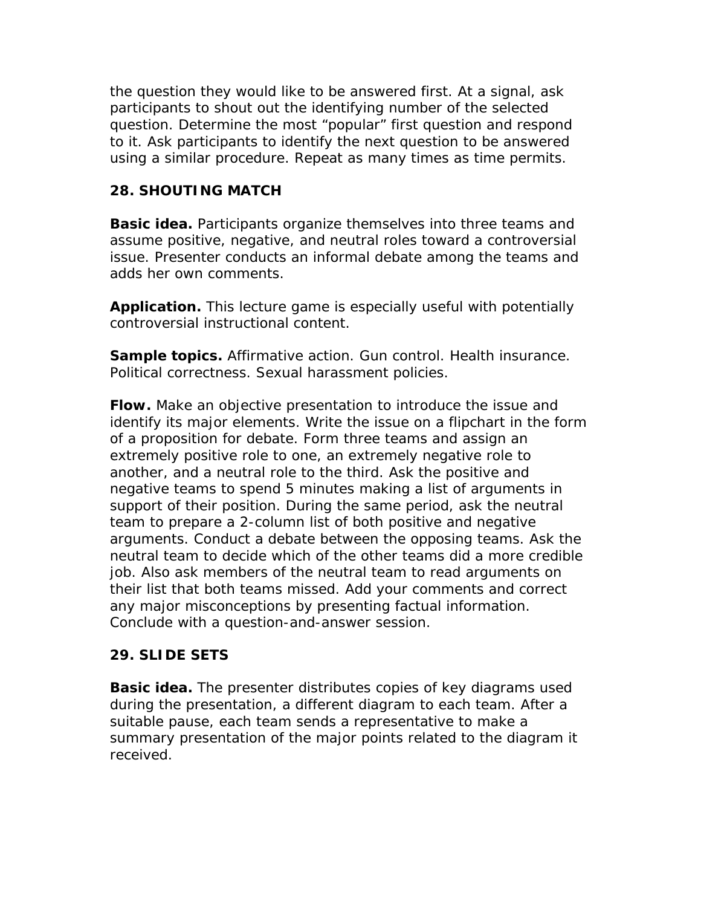the question they would like to be answered first. At a signal, ask participants to shout out the identifying number of the selected question. Determine the most "popular" first question and respond to it. Ask participants to identify the next question to be answered using a similar procedure. Repeat as many times as time permits.

### 28. SHOUTING MATCH

**Basic idea.** Participants organize themselves into three teams and assume positive, negative, and neutral roles toward a controversial issue. Presenter conducts an informal debate among the teams and adds her own comments.

**Application.** This lecture game is especially useful with potentially controversial instructional content.

**Sample topics.** Affirmative action. Gun control. Health insurance. Political correctness. Sexual harassment policies.

**Flow.** Make an objective presentation to introduce the issue and identify its major elements. Write the issue on a flipchart in the form of a proposition for debate. Form three teams and assign an extremely positive role to one, an extremely negative role to another, and a neutral role to the third. Ask the positive and negative teams to spend 5 minutes making a list of arguments in support of their position. During the same period, ask the neutral team to prepare a 2-column list of both positive and negative arguments. Conduct a debate between the opposing teams. Ask the neutral team to decide which of the other teams did a more credible job. Also ask members of the neutral team to read arguments on their list that both teams missed. Add your comments and correct any major misconceptions by presenting factual information. Conclude with a question-and-answer session.

### 29. SLIDE SETS

**Basic idea.** The presenter distributes copies of key diagrams used during the presentation, a different diagram to each team. After a suitable pause, each team sends a representative to make a summary presentation of the major points related to the diagram it received.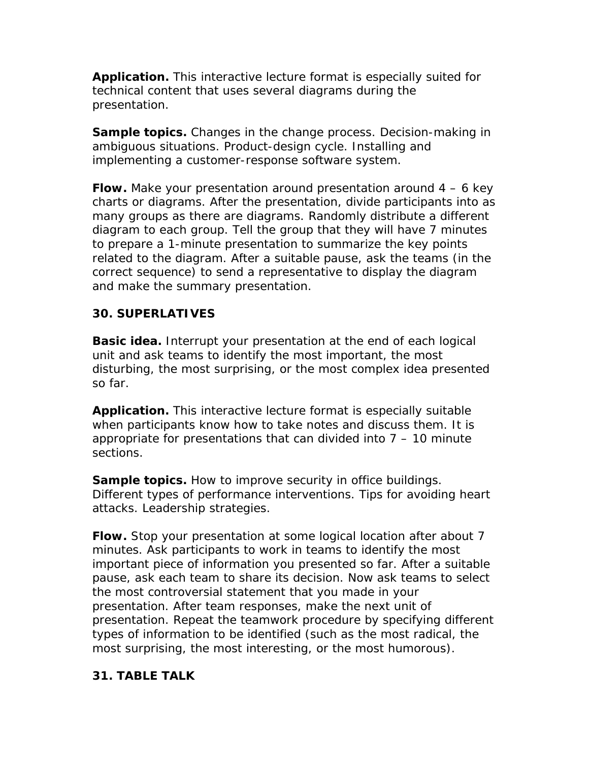**Application.** This interactive lecture format is especially suited for technical content that uses several diagrams during the presentation.

**Sample topics.** Changes in the change process. Decision-making in ambiguous situations. Product-design cycle. Installing and implementing a customer-response software system.

**Flow.** Make your presentation around presentation around 4 – 6 key charts or diagrams. After the presentation, divide participants into as many groups as there are diagrams. Randomly distribute a different diagram to each group. Tell the group that they will have 7 minutes to prepare a 1-minute presentation to summarize the key points related to the diagram. After a suitable pause, ask the teams (in the correct sequence) to send a representative to display the diagram and make the summary presentation.

## 30. SUPERLATIVES

**Basic idea.** Interrupt your presentation at the end of each logical unit and ask teams to identify the most important, the most disturbing, the most surprising, or the most complex idea presented so far.

**Application.** This interactive lecture format is especially suitable when participants know how to take notes and discuss them. It is appropriate for presentations that can divided into 7 – 10 minute sections.

**Sample topics.** How to improve security in office buildings. Different types of performance interventions. Tips for avoiding heart attacks. Leadership strategies.

**Flow.** Stop your presentation at some logical location after about 7 minutes. Ask participants to work in teams to identify the most important piece of information you presented so far. After a suitable pause, ask each team to share its decision. Now ask teams to select the most controversial statement that you made in your presentation. After team responses, make the next unit of presentation. Repeat the teamwork procedure by specifying different types of information to be identified (such as the most radical, the most surprising, the most interesting, or the most humorous).

## 31. TABLE TALK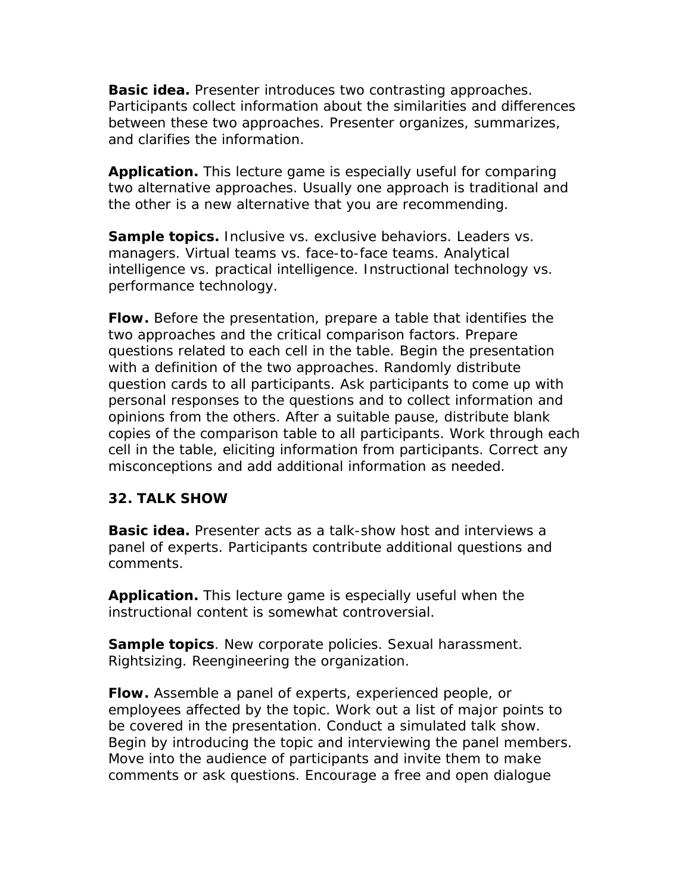**Basic idea.** Presenter introduces two contrasting approaches. Participants collect information about the similarities and differences between these two approaches. Presenter organizes, summarizes, and clarifies the information.

**Application.** This lecture game is especially useful for comparing two alternative approaches. Usually one approach is traditional and the other is a new alternative that you are recommending.

**Sample topics.** Inclusive vs. exclusive behaviors. Leaders vs. managers. Virtual teams vs. face-to-face teams. Analytical intelligence vs. practical intelligence. Instructional technology vs. performance technology.

**Flow.** Before the presentation, prepare a table that identifies the two approaches and the critical comparison factors. Prepare questions related to each cell in the table. Begin the presentation with a definition of the two approaches. Randomly distribute question cards to all participants. Ask participants to come up with personal responses to the questions and to collect information and opinions from the others. After a suitable pause, distribute blank copies of the comparison table to all participants. Work through each cell in the table, eliciting information from participants. Correct any misconceptions and add additional information as needed.

### 32. TALK SHOW

**Basic idea.** Presenter acts as a talk-show host and interviews a panel of experts. Participants contribute additional questions and comments.

**Application.** This lecture game is especially useful when the instructional content is somewhat controversial.

**Sample topics**. New corporate policies. Sexual harassment. Rightsizing. Reengineering the organization.

**Flow.** Assemble a panel of experts, experienced people, or employees affected by the topic. Work out a list of major points to be covered in the presentation. Conduct a simulated talk show. Begin by introducing the topic and interviewing the panel members. Move into the audience of participants and invite them to make comments or ask questions. Encourage a free and open dialogue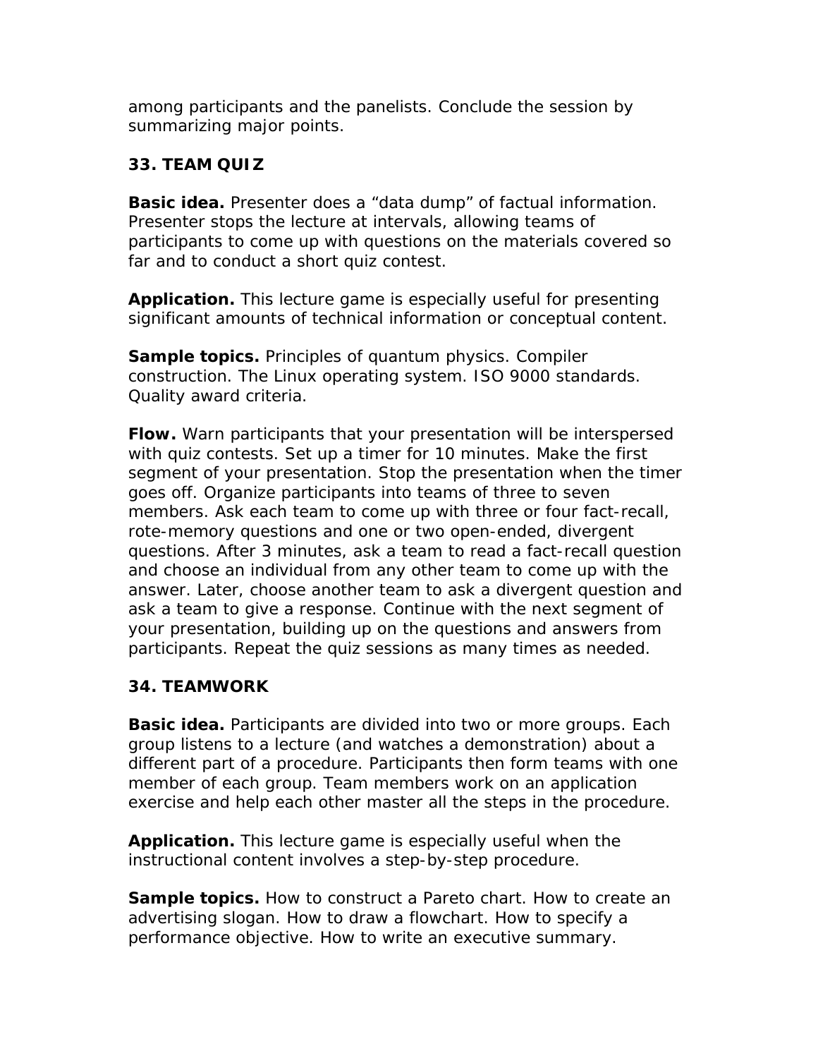among participants and the panelists. Conclude the session by summarizing major points.

### 33. TEAM QUIZ

**Basic idea.** Presenter does a “data dump” of factual information. Presenter stops the lecture at intervals, allowing teams of participants to come up with questions on the materials covered so far and to conduct a short quiz contest.

**Application.** This lecture game is especially useful for presenting significant amounts of technical information or conceptual content.

**Sample topics.** Principles of quantum physics. Compiler construction. The Linux operating system. ISO 9000 standards. Quality award criteria.

**Flow.** Warn participants that your presentation will be interspersed with quiz contests. Set up a timer for 10 minutes. Make the first segment of your presentation. Stop the presentation when the timer goes off. Organize participants into teams of three to seven members. Ask each team to come up with three or four fact-recall, rote-memory questions and one or two open-ended, divergent questions. After 3 minutes, ask a team to read a fact-recall question and choose an individual from any other team to come up with the answer. Later, choose another team to ask a divergent question and ask a team to give a response. Continue with the next segment of your presentation, building up on the questions and answers from participants. Repeat the quiz sessions as many times as needed.

### 34. TEAMWORK

**Basic idea.** Participants are divided into two or more groups. Each group listens to a lecture (and watches a demonstration) about a different part of a procedure. Participants then form teams with one member of each group. Team members work on an application exercise and help each other master all the steps in the procedure.

**Application.** This lecture game is especially useful when the instructional content involves a step-by-step procedure.

**Sample topics.** How to construct a Pareto chart. How to create an advertising slogan. How to draw a flowchart. How to specify a performance objective. How to write an executive summary.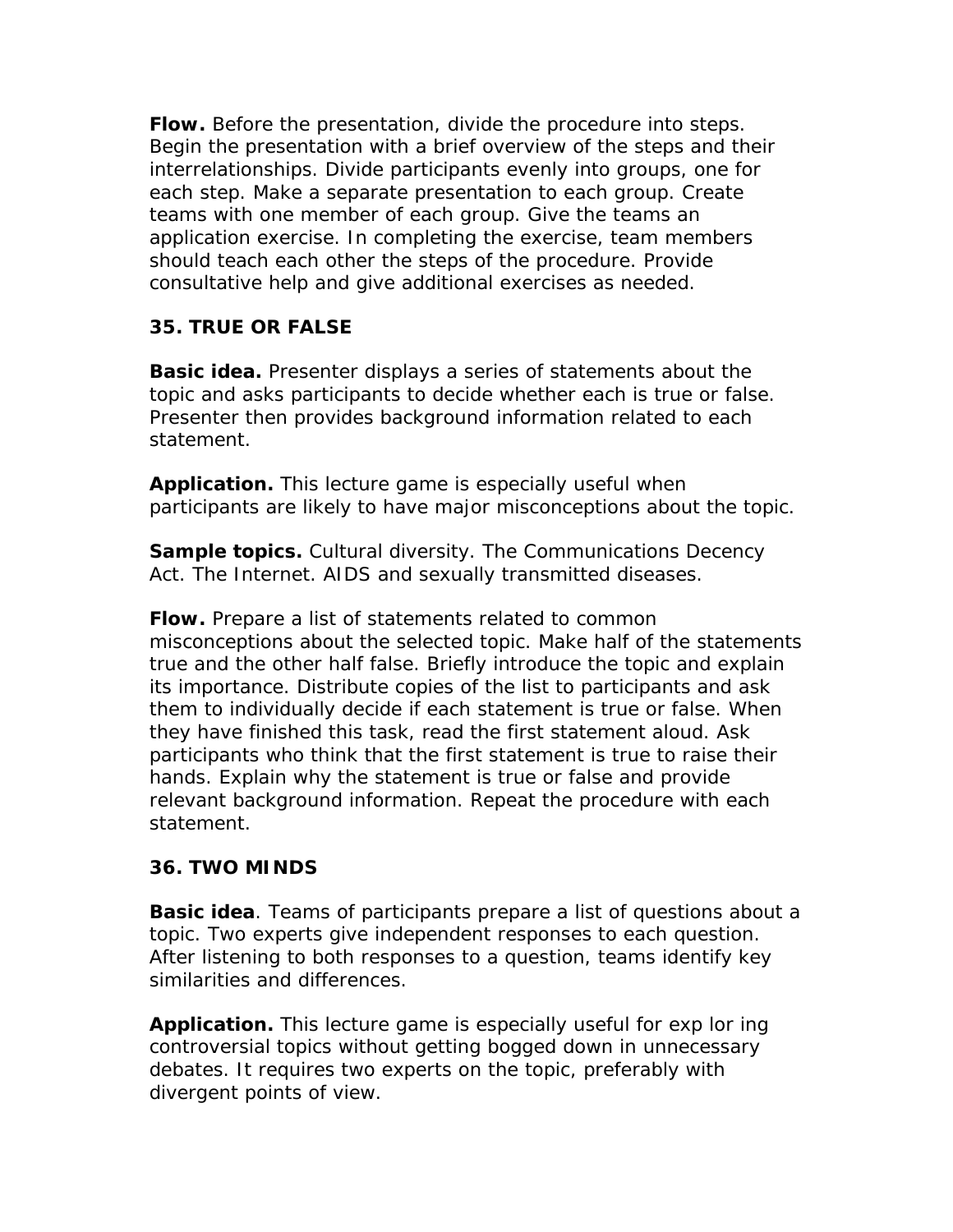**Flow.** Before the presentation, divide the procedure into steps. Begin the presentation with a brief overview of the steps and their interrelationships. Divide participants evenly into groups, one for each step. Make a separate presentation to each group. Create teams with one member of each group. Give the teams an application exercise. In completing the exercise, team members should teach each other the steps of the procedure. Provide consultative help and give additional exercises as needed.

### 35. TRUE OR FALSE

**Basic idea.** Presenter displays a series of statements about the topic and asks participants to decide whether each is true or false. Presenter then provides background information related to each statement.

**Application.** This lecture game is especially useful when participants are likely to have major misconceptions about the topic.

**Sample topics.** Cultural diversity. The Communications Decency Act. The Internet. AIDS and sexually transmitted diseases.

**Flow.** Prepare a list of statements related to common misconceptions about the selected topic. Make half of the statements true and the other half false. Briefly introduce the topic and explain its importance. Distribute copies of the list to participants and ask them to individually decide if each statement is true or false. When they have finished this task, read the first statement aloud. Ask participants who think that the first statement is true to raise their hands. Explain why the statement is true or false and provide relevant background information. Repeat the procedure with each statement.

### 36. TWO MINDS

**Basic idea**. Teams of participants prepare a list of questions about a topic. Two experts give independent responses to each question. After listening to both responses to a question, teams identify key similarities and differences.

**Application.** This lecture game is especially useful for exp lor ing controversial topics without getting bogged down in unnecessary debates. It requires two experts on the topic, preferably with divergent points of view.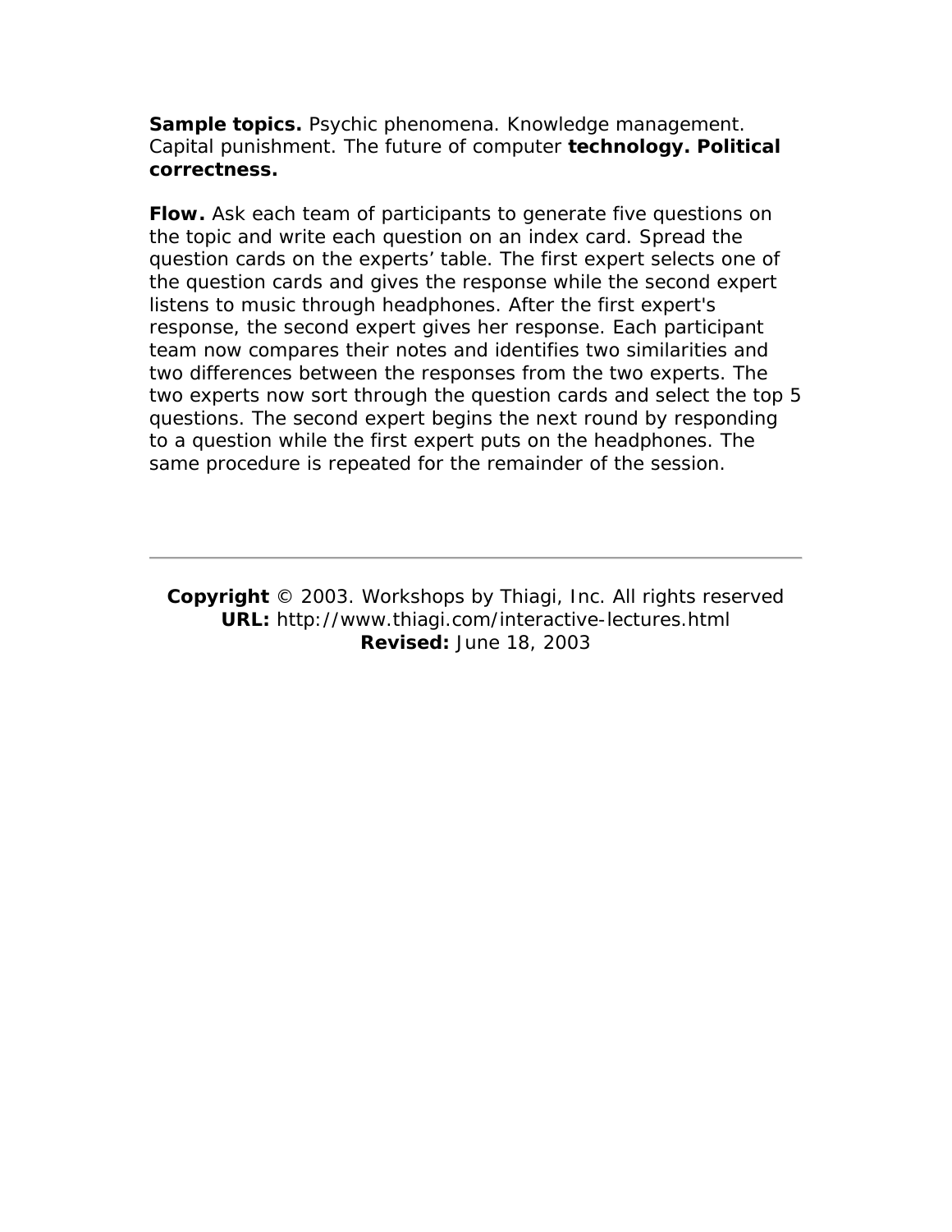**Sample topics.** Psychic phenomena. Knowledge management. Capital punishment. The future of computer **technology. Political correctness.**

**Flow.** Ask each team of participants to generate five questions on the topic and write each question on an index card. Spread the question cards on the experts' table. The first expert selects one of the question cards and gives the response while the second expert listens to music through headphones. After the first expert's response, the second expert gives her response. Each participant team now compares their notes and identifies two similarities and two differences between the responses from the two experts. The two experts now sort through the question cards and select the top 5 questions. The second expert begins the next round by responding to a question while the first expert puts on the headphones. The same procedure is repeated for the remainder of the session.

---

**Copyright** © 2003. Workshops by Thiagi, Inc. All rights reserved
**URL:** http://www.thiagi.com/interactive-lectures.html
**Revised:** June 18, 2003